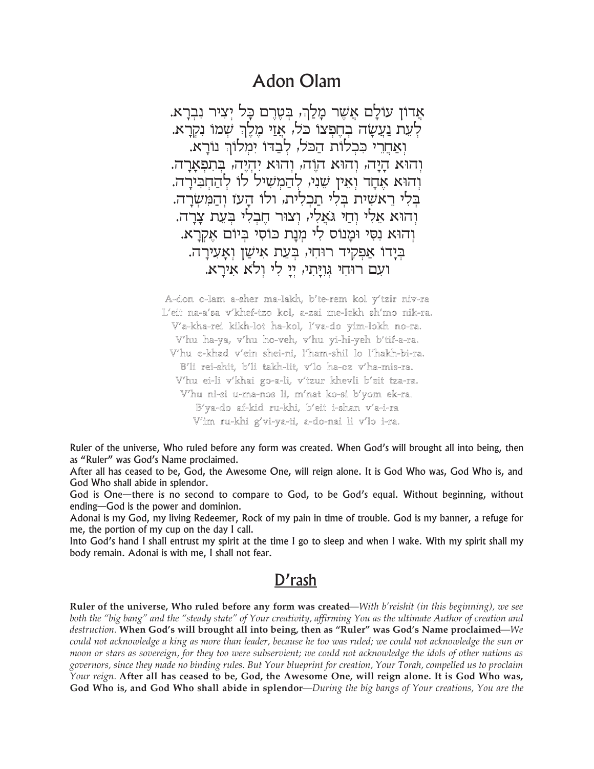# Adon Olam

אֲדוֹן עוֹלָם אֲשֶׁר מָלַךְ, בְּטֶרֶם כָּל יְצִיר נִבְרָא.
לְעֵת נַעֲשָׂה בְחֶפְצוֹ כֹּל, אֲזַי מֶלֶךְ שְׁמוֹ נִקְרָא.
וְאַחֲרֵי כִּכְלוֹת הַכֹּל, לְבַדּוֹ יִמְלוֹךְ נוֹרָא.
וְהוּא הָיָה, וְהוּא הֹוֶה, וְהוּא יִהְיֶה, בְּתִפְאָרָה.
וְהוּא אֶחָד וְאֵין שֵׁנִי, לְהַמְשִׁיל לוֹ לְהַחְבִּירָה.
בְּלִי רֵאשִׁית בְּלִי תַכְלִית, ולוֹ הָעֹז וְהַמִּשְׂרָה.
וְהוּא אֵלִי וְחַי גֹּאֲלִי, וְצוּר חֶבְלִי בְּעֵת צָרָה.
וְהוּא נִסִּי וּמָנוֹס לִי מְנָת כּוֹסִי בְּיוֹם אֶקְרָא.
בְּיָדוֹ אַפְקִיד רוּחִי, בְּעֵת אִישַׁן וְאָעִירָה.
ועִם רוּחִי גְּוִיָּתִי, יְיָ לִי וְלֹא אִירָא.

A-don o-lam a-sher ma-lakh, b'te-rem kol y'tzir niv-ra
L'eit na-a'sa v'khef-tzo kol, a-zai me-lekh sh'mo nik-ra.
V'a-kha-rei kikh-lot ha-kol, l'va-do yim-lokh no-ra.
V'hu ha-ya, v'hu ho-veh, v'hu yi-hi-yeh b'tif-a-ra.
V'hu e-khad v'ein shei-ni, l'ham-shil lo l'hakh-bi-ra.
B'li rei-shit, b'li takh-lit, v'lo ha-oz v'ha-mis-ra.
V'hu ei-li v'khai go-a-li, v'tzur khevli b'eit tza-ra.
V'hu ni-si u-ma-nos li, m'nat ko-si b'yom ek-ra.
B'ya-do af-kid ru-khi, b'eit i-shan v'a-i-ra
V'im ru-khi g'vi-ya-ti, a-do-nai li v'lo i-ra.

Ruler of the universe, Who ruled before any form was created. When God's will brought all into being, then as "Ruler" was God's Name proclaimed.

After all has ceased to be, God, the Awesome One, will reign alone. It is God Who was, God Who is, and God Who shall abide in splendor.

God is One—there is no second to compare to God, to be God's equal. Without beginning, without ending—God is the power and dominion.

Adonai is my God, my living Redeemer, Rock of my pain in time of trouble. God is my banner, a refuge for me, the portion of my cup on the day I call.

Into God's hand I shall entrust my spirit at the time I go to sleep and when I wake. With my spirit shall my body remain. Adonai is with me, I shall not fear.

## D'rash

**Ruler of the universe, Who ruled before any form was created**—*With b'reishit (in this beginning), we see both the "big bang" and the "steady state" of Your creativity, affirming You as the ultimate Author of creation and destruction.* **When God's will brought all into being, then as "Ruler" was God's Name proclaimed**—*We could not acknowledge a king as more than leader, because he too was ruled; we could not acknowledge the sun or moon or stars as sovereign, for they too were subservient; we could not acknowledge the idols of other nations as governors, since they made no binding rules. But Your blueprint for creation, Your Torah, compelled us to proclaim Your reign.* **After all has ceased to be, God, the Awesome One, will reign alone. It is God Who was, God Who is, and God Who shall abide in splendor**—*During the big bangs of Your creations, You are the*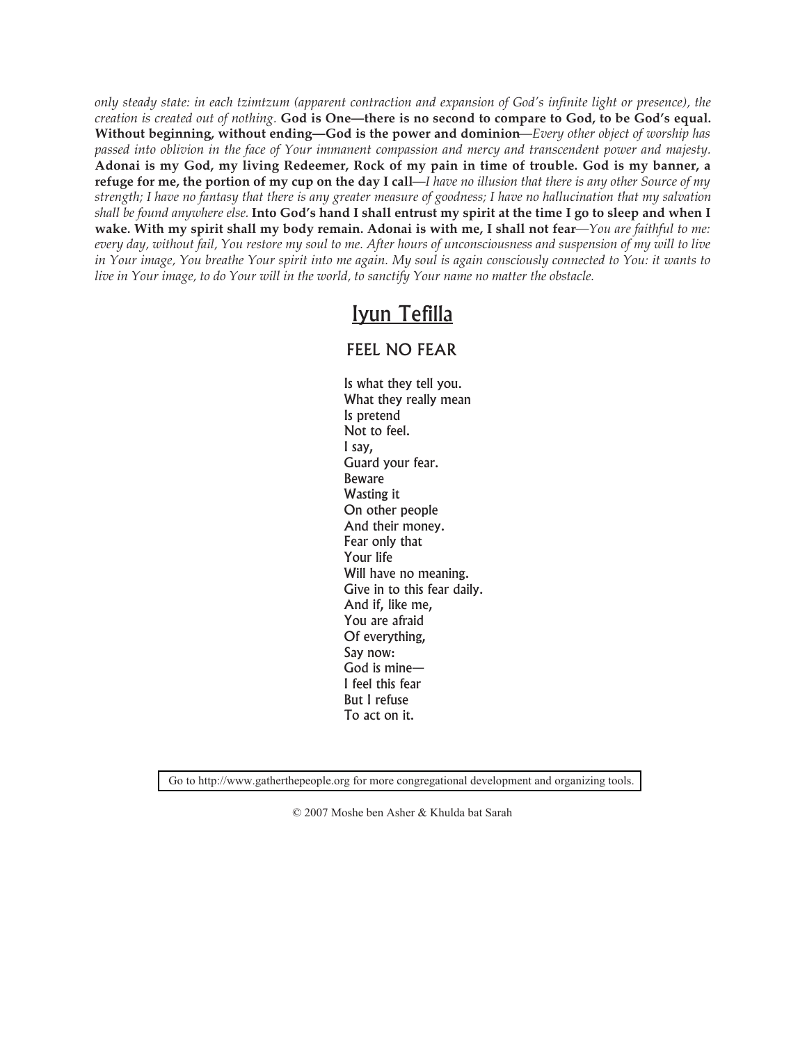*only steady state: in each tzimtzum (apparent contraction and expansion of God's infinite light or presence), the creation is created out of nothing.* **God is One—there is no second to compare to God, to be God's equal. Without beginning, without ending—God is the power and dominion**—*Every other object of worship has passed into oblivion in the face of Your immanent compassion and mercy and transcendent power and majesty.* **Adonai is my God, my living Redeemer, Rock of my pain in time of trouble. God is my banner, a refuge for me, the portion of my cup on the day I call**—*I have no illusion that there is any other Source of my strength; I have no fantasy that there is any greater measure of goodness; I have no hallucination that my salvation shall be found anywhere else.* **Into God's hand I shall entrust my spirit at the time I go to sleep and when I wake. With my spirit shall my body remain. Adonai is with me, I shall not fear**—*You are faithful to me: every day, without fail, You restore my soul to me. After hours of unconsciousness and suspension of my will to live in Your image, You breathe Your spirit into me again. My soul is again consciously connected to You: it wants to live in Your image, to do Your will in the world, to sanctify Your name no matter the obstacle.*

## Iyun Tefilla

### FEEL NO FEAR

Is what they tell you.  
What they really mean  
Is pretend  
Not to feel.  
I say,  
Guard your fear.  
Beware  
Wasting it  
On other people  
And their money.  
Fear only that  
Your life  
Will have no meaning.  
Give in to this fear daily.  
And if, like me,  
You are afraid  
Of everything,  
Say now:  
God is mine—  
I feel this fear  
But I refuse  
To act on it.

Go to http://www.gatherthepeople.org for more congregational development and organizing tools.

© 2007 Moshe ben Asher & Khulda bat Sarah